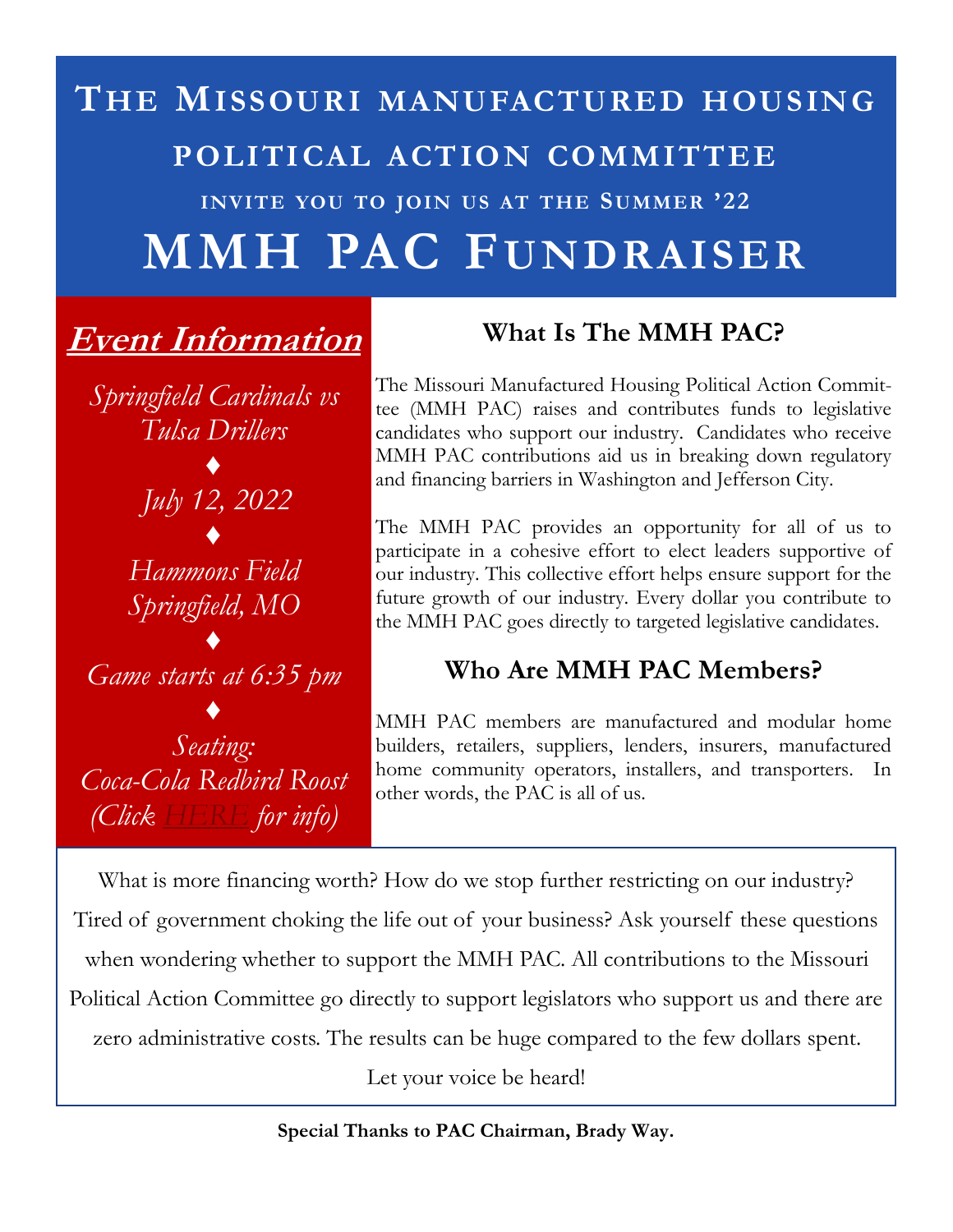# The Missouri manufactured housing political action committee

### invite you to join us at the Summer '22

# MMH PAC Fundraiser

## ***Event Information***

*Springfield Cardinals vs Tulsa Drillers*

♦

*July 12, 2022*

♦

*Hammons Field*
*Springfield, MO*

♦

*Game starts at 6:35 pm*

♦

*Seating:*
*Coca-Cola Redbird Roost*
*(Click HERE for info)*

## What Is The MMH PAC?

The Missouri Manufactured Housing Political Action Committee (MMH PAC) raises and contributes funds to legislative candidates who support our industry. Candidates who receive MMH PAC contributions aid us in breaking down regulatory and financing barriers in Washington and Jefferson City.

The MMH PAC provides an opportunity for all of us to participate in a cohesive effort to elect leaders supportive of our industry. This collective effort helps ensure support for the future growth of our industry. Every dollar you contribute to the MMH PAC goes directly to targeted legislative candidates.

## Who Are MMH PAC Members?

MMH PAC members are manufactured and modular home builders, retailers, suppliers, lenders, insurers, manufactured home community operators, installers, and transporters. In other words, the PAC is all of us.

What is more financing worth? How do we stop further restricting on our industry? Tired of government choking the life out of your business? Ask yourself these questions when wondering whether to support the MMH PAC. All contributions to the Missouri Political Action Committee go directly to support legislators who support us and there are zero administrative costs. The results can be huge compared to the few dollars spent. Let your voice be heard!

**Special Thanks to PAC Chairman, Brady Way.**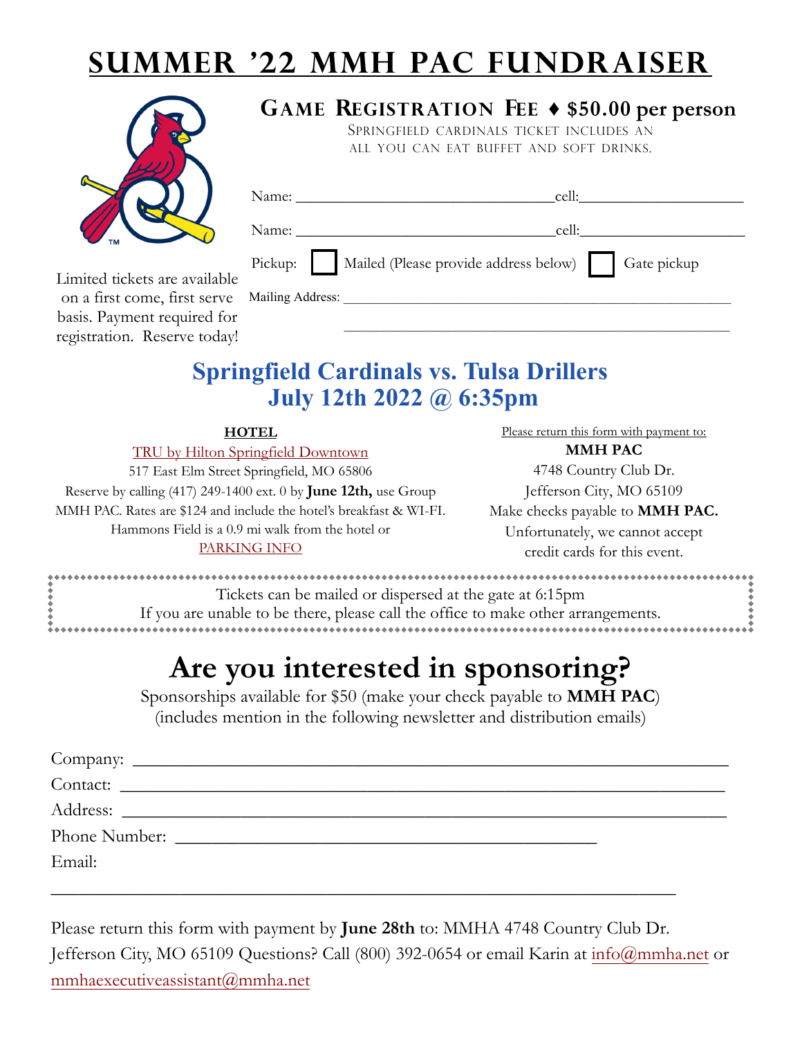# SUMMER '22 MMH PAC FUNDRAISER

## GAME REGISTRATION FEE ♦ $50.00 per person

SPRINGFIELD CARDINALS TICKET INCLUDES AN ALL YOU CAN EAT BUFFET AND SOFT DRINKS.

Name: ______________________________ cell: ____________________

Name: ______________________________ cell: ____________________

Pickup: ☐ Mailed (Please provide address below) ☐ Gate pickup

Mailing Address: ____________________________________________

____________________________________________

Limited tickets are available on a first come, first serve basis. Payment required for registration. Reserve today!

## Springfield Cardinals vs. Tulsa Drillers
## July 12th 2022 @ 6:35pm

**HOTEL**

TRU by Hilton Springfield Downtown
517 East Elm Street Springfield, MO 65806
Reserve by calling (417) 249-1400 ext. 0 by **June 12th,** use Group MMH PAC. Rates are $124 and include the hotel's breakfast & WI-FI. Hammons Field is a 0.9 mi walk from the hotel or
PARKING INFO

Please return this form with payment to:
**MMH PAC**
4748 Country Club Dr.
Jefferson City, MO 65109
Make checks payable to **MMH PAC.**
Unfortunately, we cannot accept credit cards for this event.

Tickets can be mailed or dispersed at the gate at 6:15pm
If you are unable to be there, please call the office to make other arrangements.

# Are you interested in sponsoring?

Sponsorships available for $50 (make your check payable to **MMH PAC**)
(includes mention in the following newsletter and distribution emails)

Company: ____________________________________________

Contact: ____________________________________________

Address: ____________________________________________

Phone Number: ______________________________

Email:

____________________________________________

Please return this form with payment by **June 28th** to: MMHA 4748 Country Club Dr. Jefferson City, MO 65109 Questions? Call (800) 392-0654 or email Karin at info@mmha.net or mmhaexecutiveassistant@mmha.net